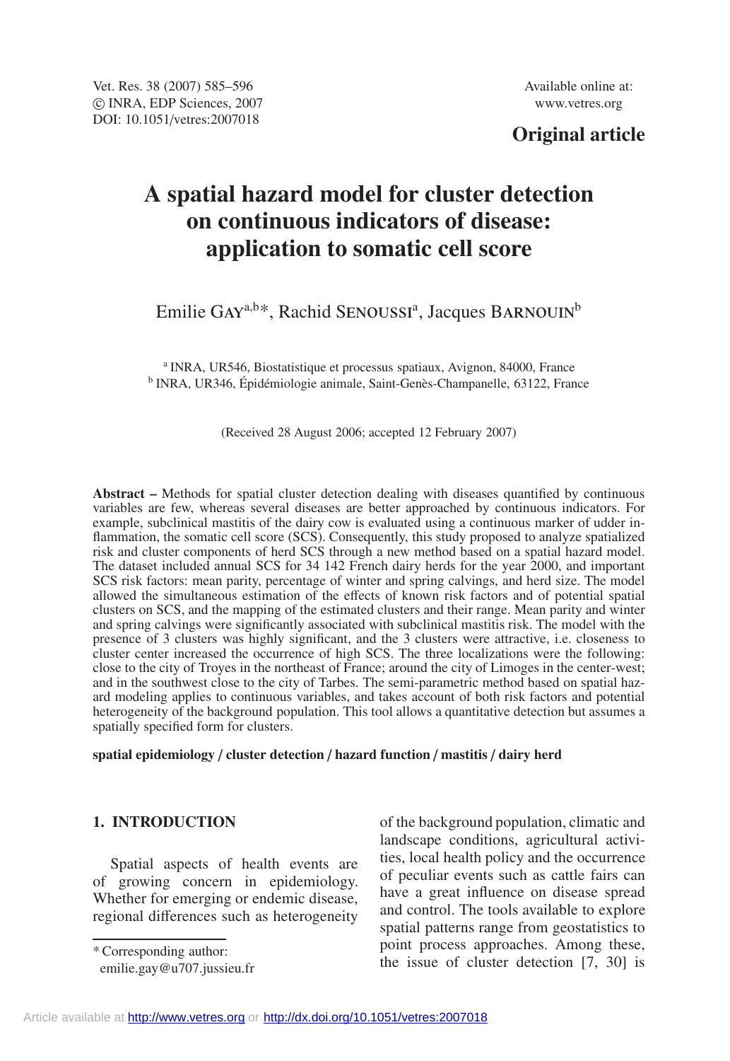Original article

# A spatial hazard model for cluster detection on continuous indicators of disease: application to somatic cell score

Emilie Gay[a,b]*, Rachid Senoussi[a], Jacques Barnouin[b]

[a] INRA, UR546, Biostatistique et processus spatiaux, Avignon, 84000, France
[b] INRA, UR346, Épidémiologie animale, Saint-Genès-Champanelle, 63122, France

(Received 28 August 2006; accepted 12 February 2007)

**Abstract –** Methods for spatial cluster detection dealing with diseases quantified by continuous variables are few, whereas several diseases are better approached by continuous indicators. For example, subclinical mastitis of the dairy cow is evaluated using a continuous marker of udder inflammation, the somatic cell score (SCS). Consequently, this study proposed to analyze spatialized risk and cluster components of herd SCS through a new method based on a spatial hazard model. The dataset included annual SCS for 34 142 French dairy herds for the year 2000, and important SCS risk factors: mean parity, percentage of winter and spring calvings, and herd size. The model allowed the simultaneous estimation of the effects of known risk factors and of potential spatial clusters on SCS, and the mapping of the estimated clusters and their range. Mean parity and winter and spring calvings were significantly associated with subclinical mastitis risk. The model with the presence of 3 clusters was highly significant, and the 3 clusters were attractive, i.e. closeness to cluster center increased the occurrence of high SCS. The three localizations were the following: close to the city of Troyes in the northeast of France; around the city of Limoges in the center-west; and in the southwest close to the city of Tarbes. The semi-parametric method based on spatial hazard modeling applies to continuous variables, and takes account of both risk factors and potential heterogeneity of the background population. This tool allows a quantitative detection but assumes a spatially specified form for clusters.

**spatial epidemiology / cluster detection / hazard function / mastitis / dairy herd**

## 1. INTRODUCTION

Spatial aspects of health events are of growing concern in epidemiology. Whether for emerging or endemic disease, regional differences such as heterogeneity of the background population, climatic and landscape conditions, agricultural activities, local health policy and the occurrence of peculiar events such as cattle fairs can have a great influence on disease spread and control. The tools available to explore spatial patterns range from geostatistics to point process approaches. Among these, the issue of cluster detection [7, 30] is

* Corresponding author: emilie.gay@u707.jussieu.fr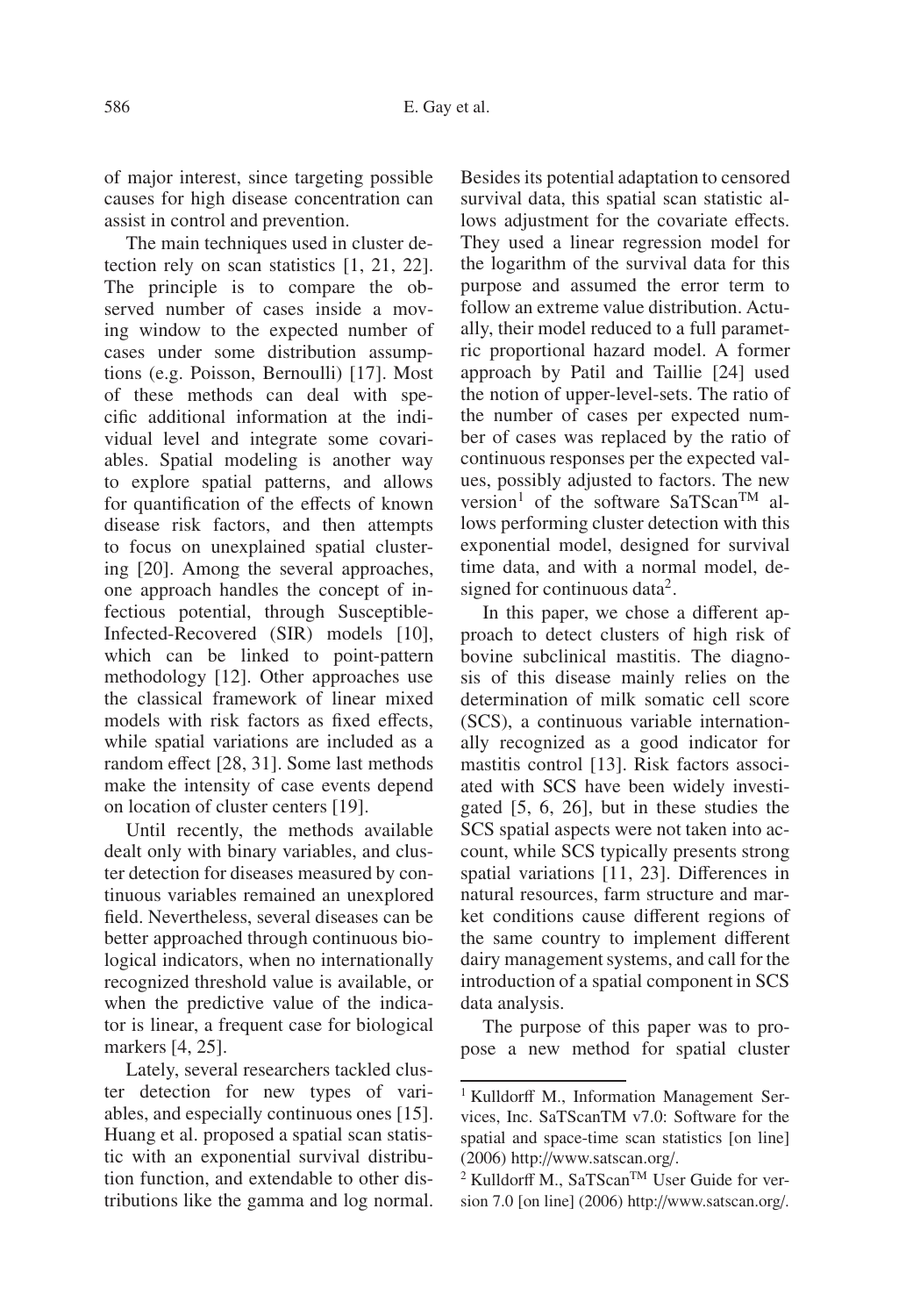of major interest, since targeting possible causes for high disease concentration can assist in control and prevention.

The main techniques used in cluster detection rely on scan statistics [1, 21, 22]. The principle is to compare the observed number of cases inside a moving window to the expected number of cases under some distribution assumptions (e.g. Poisson, Bernoulli) [17]. Most of these methods can deal with specific additional information at the individual level and integrate some covariables. Spatial modeling is another way to explore spatial patterns, and allows for quantification of the effects of known disease risk factors, and then attempts to focus on unexplained spatial clustering [20]. Among the several approaches, one approach handles the concept of infectious potential, through Susceptible-Infected-Recovered (SIR) models [10], which can be linked to point-pattern methodology [12]. Other approaches use the classical framework of linear mixed models with risk factors as fixed effects, while spatial variations are included as a random effect [28, 31]. Some last methods make the intensity of case events depend on location of cluster centers [19].

Until recently, the methods available dealt only with binary variables, and cluster detection for diseases measured by continuous variables remained an unexplored field. Nevertheless, several diseases can be better approached through continuous biological indicators, when no internationally recognized threshold value is available, or when the predictive value of the indicator is linear, a frequent case for biological markers [4, 25].

Lately, several researchers tackled cluster detection for new types of variables, and especially continuous ones [15]. Huang et al. proposed a spatial scan statistic with an exponential survival distribution function, and extendable to other distributions like the gamma and log normal. Besides its potential adaptation to censored survival data, this spatial scan statistic allows adjustment for the covariate effects. They used a linear regression model for the logarithm of the survival data for this purpose and assumed the error term to follow an extreme value distribution. Actually, their model reduced to a full parametric proportional hazard model. A former approach by Patil and Taillie [24] used the notion of upper-level-sets. The ratio of the number of cases per expected number of cases was replaced by the ratio of continuous responses per the expected values, possibly adjusted to factors. The new version[1] of the software SaTScan™ allows performing cluster detection with this exponential model, designed for survival time data, and with a normal model, designed for continuous data[2].

In this paper, we chose a different approach to detect clusters of high risk of bovine subclinical mastitis. The diagnosis of this disease mainly relies on the determination of milk somatic cell score (SCS), a continuous variable internationally recognized as a good indicator for mastitis control [13]. Risk factors associated with SCS have been widely investigated [5, 6, 26], but in these studies the SCS spatial aspects were not taken into account, while SCS typically presents strong spatial variations [11, 23]. Differences in natural resources, farm structure and market conditions cause different regions of the same country to implement different dairy management systems, and call for the introduction of a spatial component in SCS data analysis.

The purpose of this paper was to propose a new method for spatial cluster

[1] Kulldorff M., Information Management Services, Inc. SaTScanTM v7.0: Software for the spatial and space-time scan statistics [on line] (2006) http://www.satscan.org/.

[2] Kulldorff M., SaTScan™ User Guide for version 7.0 [on line] (2006) http://www.satscan.org/.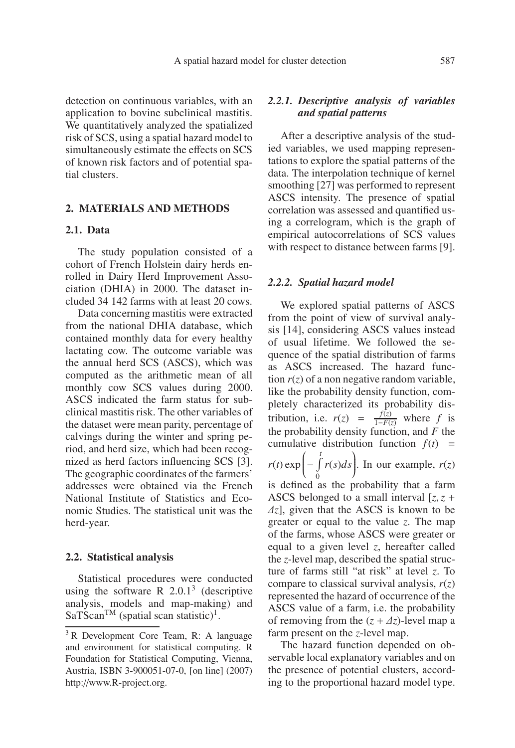detection on continuous variables, with an application to bovine subclinical mastitis. We quantitatively analyzed the spatialized risk of SCS, using a spatial hazard model to simultaneously estimate the effects on SCS of known risk factors and of potential spatial clusters.

## 2. MATERIALS AND METHODS

### 2.1. Data

The study population consisted of a cohort of French Holstein dairy herds enrolled in Dairy Herd Improvement Association (DHIA) in 2000. The dataset included 34 142 farms with at least 20 cows.

Data concerning mastitis were extracted from the national DHIA database, which contained monthly data for every healthy lactating cow. The outcome variable was the annual herd SCS (ASCS), which was computed as the arithmetic mean of all monthly cow SCS values during 2000. ASCS indicated the farm status for subclinical mastitis risk. The other variables of the dataset were mean parity, percentage of calvings during the winter and spring period, and herd size, which had been recognized as herd factors influencing SCS [3]. The geographic coordinates of the farmers' addresses were obtained via the French National Institute of Statistics and Economic Studies. The statistical unit was the herd-year.

### 2.2. Statistical analysis

Statistical procedures were conducted using the software R 2.0.1[3] (descriptive analysis, models and map-making) and SaTScan™ (spatial scan statistic)[1].

[3] R Development Core Team, R: A language and environment for statistical computing. R Foundation for Statistical Computing, Vienna, Austria, ISBN 3-900051-07-0, [on line] (2007) http://www.R-project.org.

#### *2.2.1. Descriptive analysis of variables and spatial patterns*

After a descriptive analysis of the studied variables, we used mapping representations to explore the spatial patterns of the data. The interpolation technique of kernel smoothing [27] was performed to represent ASCS intensity. The presence of spatial correlation was assessed and quantified using a correlogram, which is the graph of empirical autocorrelations of SCS values with respect to distance between farms [9].

#### *2.2.2. Spatial hazard model*

We explored spatial patterns of ASCS from the point of view of survival analysis [14], considering ASCS values instead of usual lifetime. We followed the sequence of the spatial distribution of farms as ASCS increased. The hazard function $r(z)$ of a non negative random variable, like the probability density function, completely characterized its probability distribution, i.e. $r(z) = \frac{f(z)}{1-F(z)}$ where $f$ is the probability density function, and $F$ the cumulative distribution function $f(t) = r(t)\exp\left(-\int_0^t r(s)ds\right)$. In our example, $r(z)$ is defined as the probability that a farm ASCS belonged to a small interval $[z, z + \Delta z]$, given that the ASCS is known to be greater or equal to the value $z$. The map of the farms, whose ASCS were greater or equal to a given level $z$, hereafter called the $z$-level map, described the spatial structure of farms still "at risk" at level $z$. To compare to classical survival analysis, $r(z)$ represented the hazard of occurrence of the ASCS value of a farm, i.e. the probability of removing from the $(z + \Delta z)$-level map a farm present on the $z$-level map.

The hazard function depended on observable local explanatory variables and on the presence of potential clusters, according to the proportional hazard model type.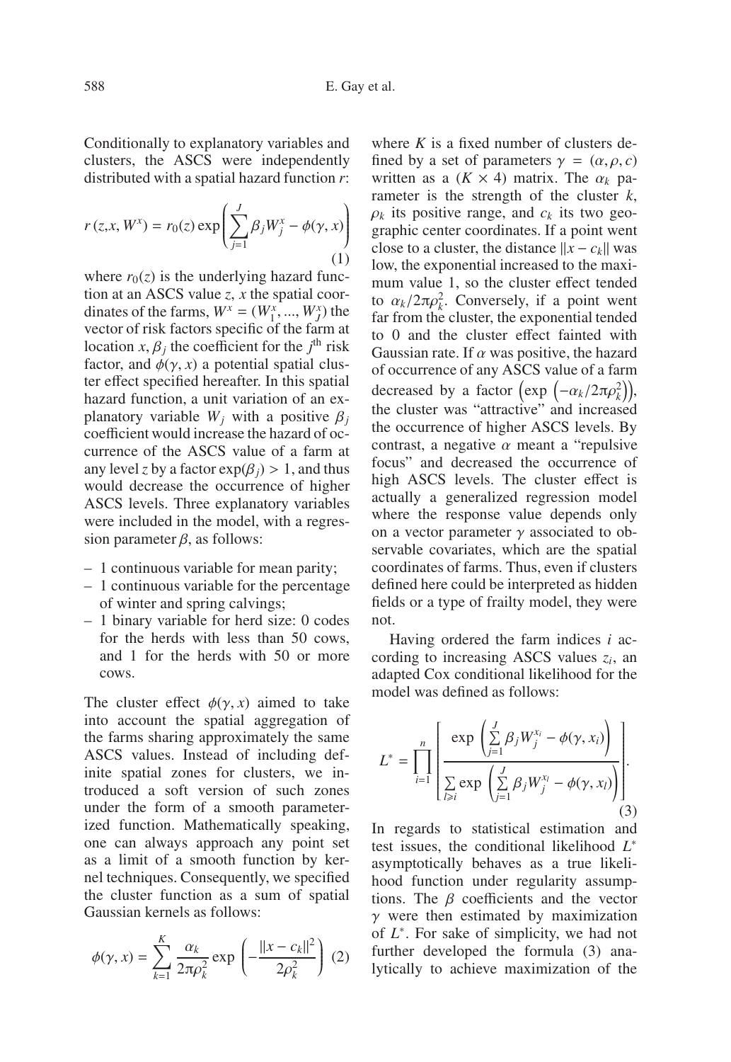Conditionally to explanatory variables and clusters, the ASCS were independently distributed with a spatial hazard function $r$:

$$r(z, x, W^x) = r_0(z) \exp\left(\sum_{j=1}^{J} \beta_j W_j^x - \phi(\gamma, x)\right) \quad (1)$$

where $r_0(z)$ is the underlying hazard function at an ASCS value $z$, $x$ the spatial coordinates of the farms, $W^x = (W_1^x, ..., W_J^x)$ the vector of risk factors specific of the farm at location $x$, $\beta_j$ the coefficient for the $j^{\text{th}}$ risk factor, and $\phi(\gamma, x)$ a potential spatial cluster effect specified hereafter. In this spatial hazard function, a unit variation of an explanatory variable $W_j$ with a positive $\beta_j$ coefficient would increase the hazard of occurrence of the ASCS value of a farm at any level $z$ by a factor $\exp(\beta_j) > 1$, and thus would decrease the occurrence of higher ASCS levels. Three explanatory variables were included in the model, with a regression parameter $\beta$, as follows:

- 1 continuous variable for mean parity;
- 1 continuous variable for the percentage of winter and spring calvings;
- 1 binary variable for herd size: 0 codes for the herds with less than 50 cows, and 1 for the herds with 50 or more cows.

The cluster effect $\phi(\gamma, x)$ aimed to take into account the spatial aggregation of the farms sharing approximately the same ASCS values. Instead of including definite spatial zones for clusters, we introduced a soft version of such zones under the form of a smooth parameterized function. Mathematically speaking, one can always approach any point set as a limit of a smooth function by kernel techniques. Consequently, we specified the cluster function as a sum of spatial Gaussian kernels as follows:

$$\phi(\gamma, x) = \sum_{k=1}^{K} \frac{\alpha_k}{2\pi\rho_k^2} \exp\left(-\frac{\|x - c_k\|^2}{2\rho_k^2}\right) \quad (2)$$

where $K$ is a fixed number of clusters defined by a set of parameters $\gamma = (\alpha, \rho, c)$ written as a $(K \times 4)$ matrix. The $\alpha_k$ parameter is the strength of the cluster $k$, $\rho_k$ its positive range, and $c_k$ its two geographic center coordinates. If a point went close to a cluster, the distance $\|x - c_k\|$ was low, the exponential increased to the maximum value 1, so the cluster effect tended to $\alpha_k/2\pi\rho_k^2$. Conversely, if a point went far from the cluster, the exponential tended to 0 and the cluster effect fainted with Gaussian rate. If $\alpha$ was positive, the hazard of occurrence of any ASCS value of a farm decreased by a factor $\left(\exp\left(-\alpha_k/2\pi\rho_k^2\right)\right)$, the cluster was "attractive" and increased the occurrence of higher ASCS levels. By contrast, a negative $\alpha$ meant a "repulsive focus" and decreased the occurrence of high ASCS levels. The cluster effect is actually a generalized regression model where the response value depends only on a vector parameter $\gamma$ associated to observable covariates, which are the spatial coordinates of farms. Thus, even if clusters defined here could be interpreted as hidden fields or a type of frailty model, they were not.

Having ordered the farm indices $i$ according to increasing ASCS values $z_i$, an adapted Cox conditional likelihood for the model was defined as follows:

$$L^* = \prod_{i=1}^{n} \left[ \frac{\exp\left(\sum_{j=1}^{J} \beta_j W_j^{x_i} - \phi(\gamma, x_i)\right)}{\sum_{l \geqslant i} \exp\left(\sum_{j=1}^{J} \beta_j W_j^{x_l} - \phi(\gamma, x_l)\right)} \right]. \quad (3)$$

In regards to statistical estimation and test issues, the conditional likelihood $L^*$ asymptotically behaves as a true likelihood function under regularity assumptions. The $\beta$ coefficients and the vector $\gamma$ were then estimated by maximization of $L^*$. For sake of simplicity, we had not further developed the formula (3) analytically to achieve maximization of the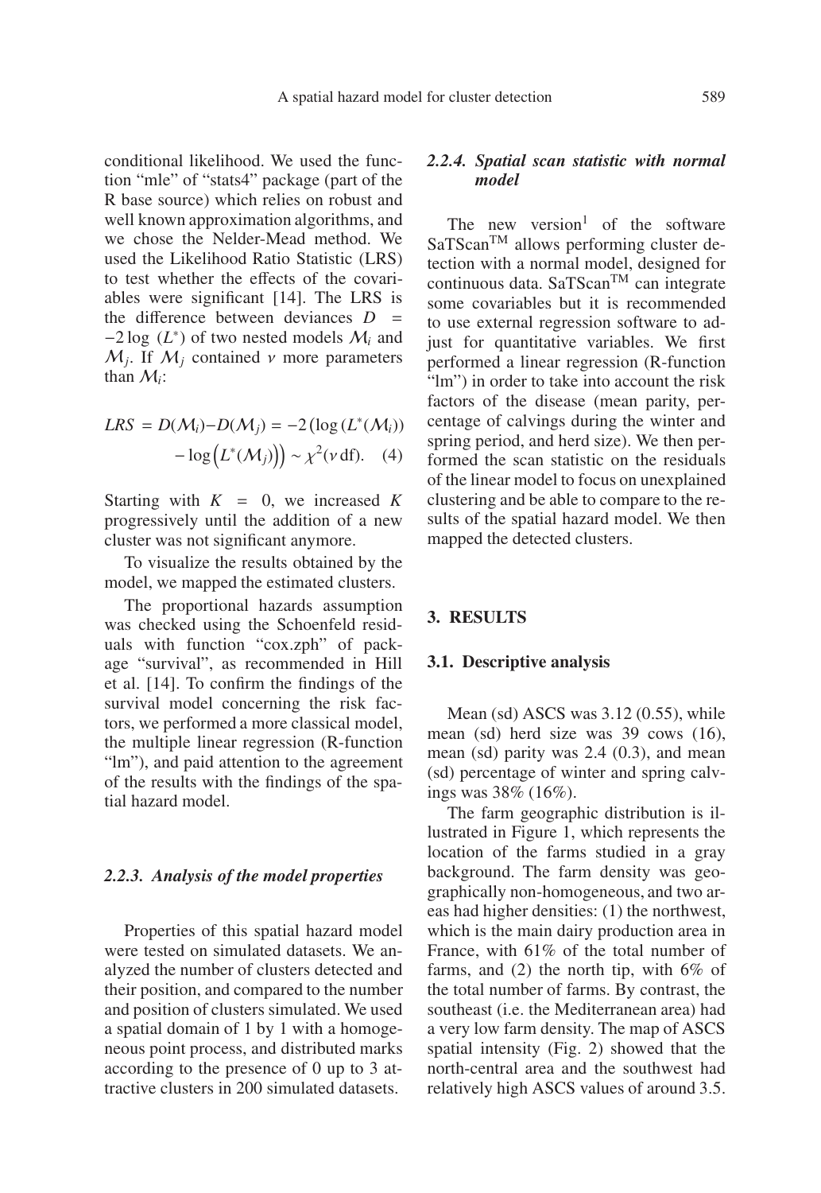conditional likelihood. We used the function "mle" of "stats4" package (part of the R base source) which relies on robust and well known approximation algorithms, and we chose the Nelder-Mead method. We used the Likelihood Ratio Statistic (LRS) to test whether the effects of the covariables were significant [14]. The LRS is the difference between deviances $D = -2\log(L^*)$ of two nested models $\mathcal{M}_i$ and $\mathcal{M}_j$. If $\mathcal{M}_j$ contained $\nu$ more parameters than $\mathcal{M}_i$:

$$LRS = D(\mathcal{M}_i) - D(\mathcal{M}_j) = -2\left(\log\left(L^*(\mathcal{M}_i)\right) - \log\left(L^*(\mathcal{M}_j)\right)\right) \sim \chi^2(\nu\,\text{df}). \quad (4)$$

Starting with $K = 0$, we increased $K$ progressively until the addition of a new cluster was not significant anymore.

To visualize the results obtained by the model, we mapped the estimated clusters.

The proportional hazards assumption was checked using the Schoenfeld residuals with function "cox.zph" of package "survival", as recommended in Hill et al. [14]. To confirm the findings of the survival model concerning the risk factors, we performed a more classical model, the multiple linear regression (R-function "lm"), and paid attention to the agreement of the results with the findings of the spatial hazard model.

#### 2.2.3. *Analysis of the model properties*

Properties of this spatial hazard model were tested on simulated datasets. We analyzed the number of clusters detected and their position, and compared to the number and position of clusters simulated. We used a spatial domain of 1 by 1 with a homogeneous point process, and distributed marks according to the presence of 0 up to 3 attractive clusters in 200 simulated datasets.

#### 2.2.4. *Spatial scan statistic with normal model*

The new version[1] of the software SaTScan™ allows performing cluster detection with a normal model, designed for continuous data. SaTScan™ can integrate some covariables but it is recommended to use external regression software to adjust for quantitative variables. We first performed a linear regression (R-function "lm") in order to take into account the risk factors of the disease (mean parity, percentage of calvings during the winter and spring period, and herd size). We then performed the scan statistic on the residuals of the linear model to focus on unexplained clustering and be able to compare to the results of the spatial hazard model. We then mapped the detected clusters.

## 3. RESULTS

### 3.1. Descriptive analysis

Mean (sd) ASCS was 3.12 (0.55), while mean (sd) herd size was 39 cows (16), mean (sd) parity was 2.4 (0.3), and mean (sd) percentage of winter and spring calvings was 38% (16%).

The farm geographic distribution is illustrated in Figure 1, which represents the location of the farms studied in a gray background. The farm density was geographically non-homogeneous, and two areas had higher densities: (1) the northwest, which is the main dairy production area in France, with 61% of the total number of farms, and (2) the north tip, with 6% of the total number of farms. By contrast, the southeast (i.e. the Mediterranean area) had a very low farm density. The map of ASCS spatial intensity (Fig. 2) showed that the north-central area and the southwest had relatively high ASCS values of around 3.5.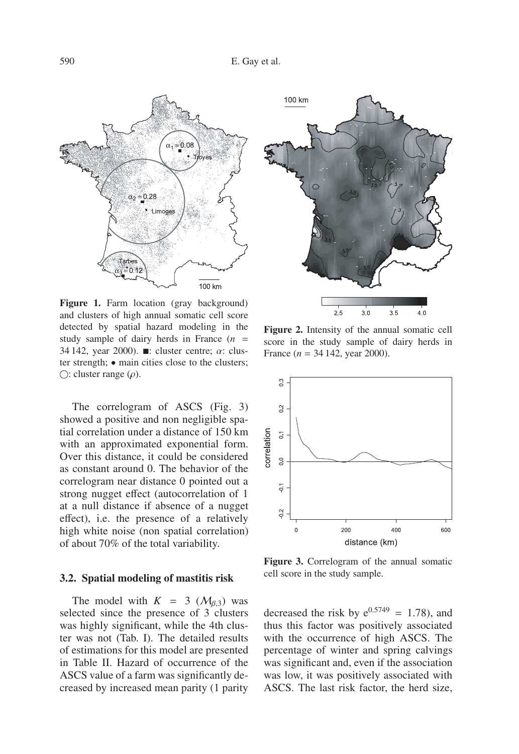**Figure 1.** Farm location (gray background) and clusters of high annual somatic cell score detected by spatial hazard modeling in the study sample of dairy herds in France ($n$ = 34 142, year 2000). ■: cluster centre; $\alpha$: cluster strength; • main cities close to the clusters; ○: cluster range ($\rho$).

**Figure 2.** Intensity of the annual somatic cell score in the study sample of dairy herds in France ($n$ = 34 142, year 2000).

**Figure 3.** Correlogram of the annual somatic cell score in the study sample.

The correlogram of ASCS (Fig. 3) showed a positive and non negligible spatial correlation under a distance of 150 km with an approximated exponential form. Over this distance, it could be considered as constant around 0. The behavior of the correlogram near distance 0 pointed out a strong nugget effect (autocorrelation of 1 at a null distance if absence of a nugget effect), i.e. the presence of a relatively high white noise (non spatial correlation) of about 70% of the total variability.

### 3.2. Spatial modeling of mastitis risk

The model with $K = 3$ ($\mathcal{M}_{\beta,3}$) was selected since the presence of 3 clusters was highly significant, while the 4th cluster was not (Tab. I). The detailed results of estimations for this model are presented in Table II. Hazard of occurrence of the ASCS value of a farm was significantly decreased by increased mean parity (1 parity decreased the risk by $e^{0.5749} = 1.78$), and thus this factor was positively associated with the occurrence of high ASCS. The percentage of winter and spring calvings was significant and, even if the association was low, it was positively associated with ASCS. The last risk factor, the herd size,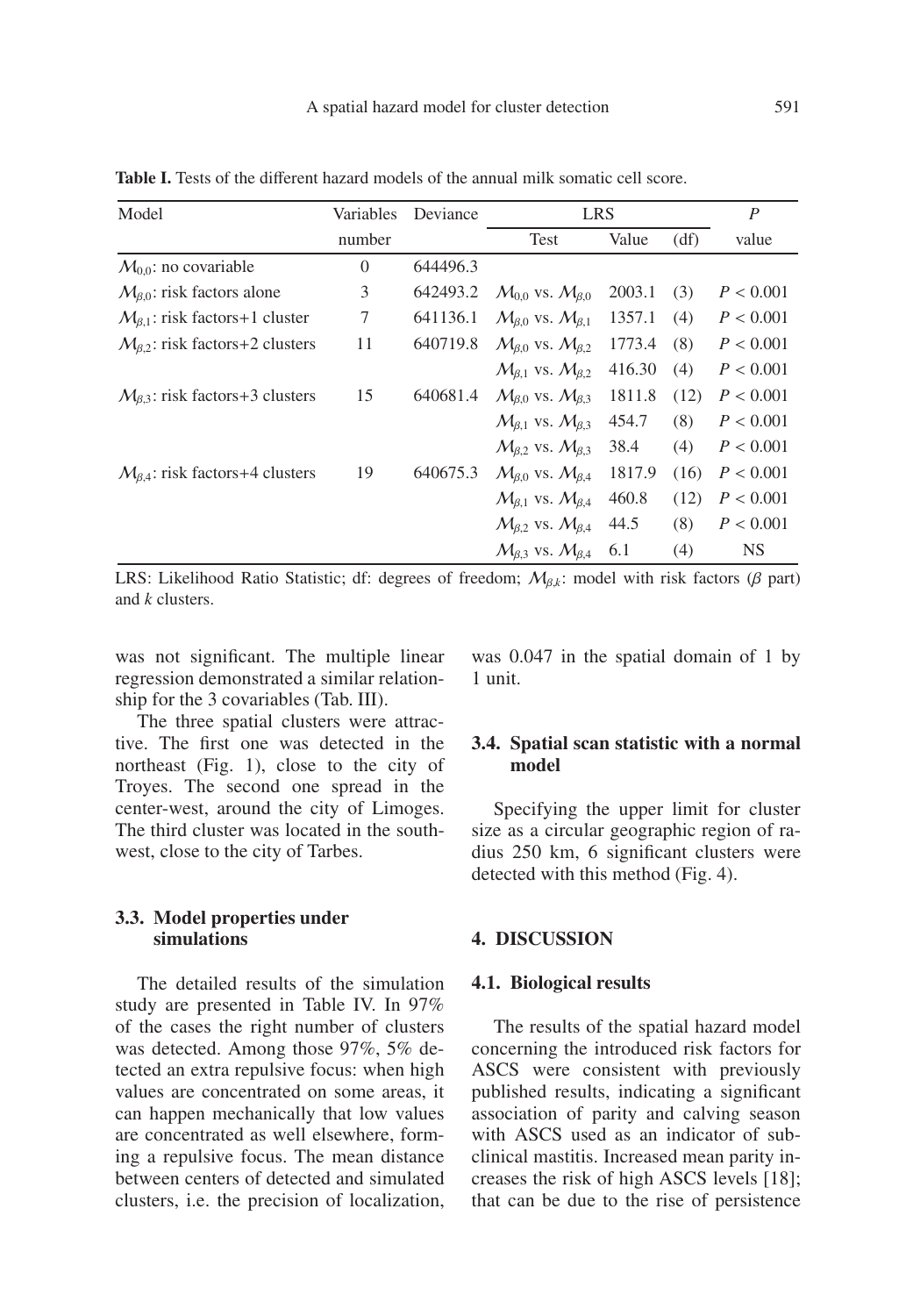**Table I.** Tests of the different hazard models of the annual milk somatic cell score.

| Model | Variables number | Deviance | LRS Test | LRS Value | LRS (df) | $P$ value |
|---|---|---|---|---|---|---|
| $\mathcal{M}_{0,0}$: no covariable | 0 | 644496.3 | | | | |
| $\mathcal{M}_{\beta,0}$: risk factors alone | 3 | 642493.2 | $\mathcal{M}_{0,0}$ vs. $\mathcal{M}_{\beta,0}$ | 2003.1 | (3) | $P < 0.001$ |
| $\mathcal{M}_{\beta,1}$: risk factors+1 cluster | 7 | 641136.1 | $\mathcal{M}_{\beta,0}$ vs. $\mathcal{M}_{\beta,1}$ | 1357.1 | (4) | $P < 0.001$ |
| $\mathcal{M}_{\beta,2}$: risk factors+2 clusters | 11 | 640719.8 | $\mathcal{M}_{\beta,0}$ vs. $\mathcal{M}_{\beta,2}$ | 1773.4 | (8) | $P < 0.001$ |
| | | | $\mathcal{M}_{\beta,1}$ vs. $\mathcal{M}_{\beta,2}$ | 416.30 | (4) | $P < 0.001$ |
| $\mathcal{M}_{\beta,3}$: risk factors+3 clusters | 15 | 640681.4 | $\mathcal{M}_{\beta,0}$ vs. $\mathcal{M}_{\beta,3}$ | 1811.8 | (12) | $P < 0.001$ |
| | | | $\mathcal{M}_{\beta,1}$ vs. $\mathcal{M}_{\beta,3}$ | 454.7 | (8) | $P < 0.001$ |
| | | | $\mathcal{M}_{\beta,2}$ vs. $\mathcal{M}_{\beta,3}$ | 38.4 | (4) | $P < 0.001$ |
| $\mathcal{M}_{\beta,4}$: risk factors+4 clusters | 19 | 640675.3 | $\mathcal{M}_{\beta,0}$ vs. $\mathcal{M}_{\beta,4}$ | 1817.9 | (16) | $P < 0.001$ |
| | | | $\mathcal{M}_{\beta,1}$ vs. $\mathcal{M}_{\beta,4}$ | 460.8 | (12) | $P < 0.001$ |
| | | | $\mathcal{M}_{\beta,2}$ vs. $\mathcal{M}_{\beta,4}$ | 44.5 | (8) | $P < 0.001$ |
| | | | $\mathcal{M}_{\beta,3}$ vs. $\mathcal{M}_{\beta,4}$ | 6.1 | (4) | NS |

LRS: Likelihood Ratio Statistic; df: degrees of freedom; $\mathcal{M}_{\beta,k}$: model with risk factors ($\beta$ part) and $k$ clusters.

was not significant. The multiple linear regression demonstrated a similar relationship for the 3 covariables (Tab. III).

The three spatial clusters were attractive. The first one was detected in the northeast (Fig. 1), close to the city of Troyes. The second one spread in the center-west, around the city of Limoges. The third cluster was located in the southwest, close to the city of Tarbes.

### 3.3. Model properties under simulations

The detailed results of the simulation study are presented in Table IV. In 97% of the cases the right number of clusters was detected. Among those 97%, 5% detected an extra repulsive focus: when high values are concentrated on some areas, it can happen mechanically that low values are concentrated as well elsewhere, forming a repulsive focus. The mean distance between centers of detected and simulated clusters, i.e. the precision of localization, was 0.047 in the spatial domain of 1 by 1 unit.

### 3.4. Spatial scan statistic with a normal model

Specifying the upper limit for cluster size as a circular geographic region of radius 250 km, 6 significant clusters were detected with this method (Fig. 4).

## 4. DISCUSSION

### 4.1. Biological results

The results of the spatial hazard model concerning the introduced risk factors for ASCS were consistent with previously published results, indicating a significant association of parity and calving season with ASCS used as an indicator of subclinical mastitis. Increased mean parity increases the risk of high ASCS levels [18]; that can be due to the rise of persistence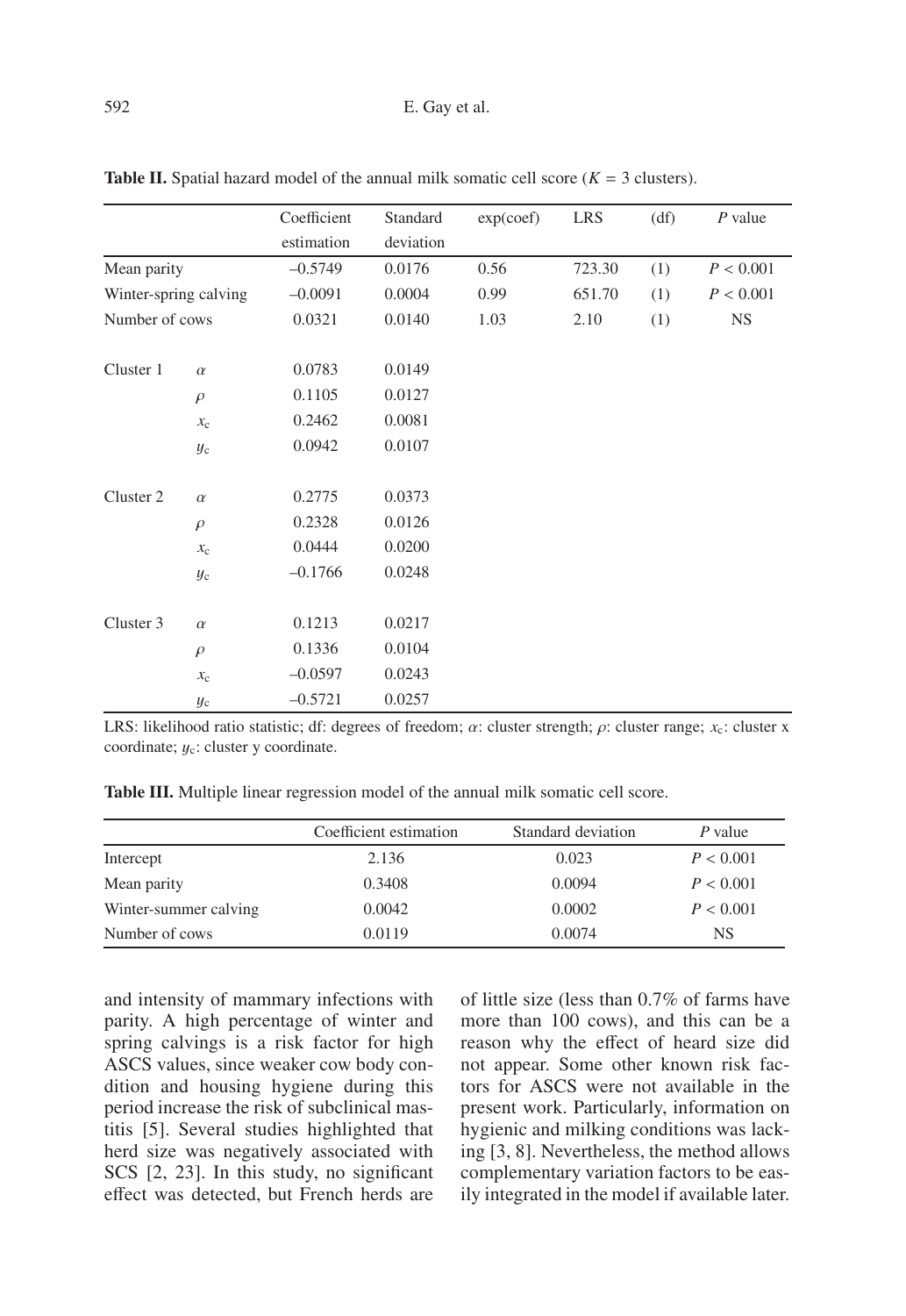**Table II.** Spatial hazard model of the annual milk somatic cell score ($K = 3$ clusters).

| | | Coefficient estimation | Standard deviation | exp(coef) | LRS | (df) | $P$ value |
|---|---|---|---|---|---|---|---|
| Mean parity | | –0.5749 | 0.0176 | 0.56 | 723.30 | (1) | $P < 0.001$ |
| Winter-spring calving | | –0.0091 | 0.0004 | 0.99 | 651.70 | (1) | $P < 0.001$ |
| Number of cows | | 0.0321 | 0.0140 | 1.03 | 2.10 | (1) | NS |
| Cluster 1 | $\alpha$ | 0.0783 | 0.0149 | | | | |
| | $\rho$ | 0.1105 | 0.0127 | | | | |
| | $x_c$ | 0.2462 | 0.0081 | | | | |
| | $y_c$ | 0.0942 | 0.0107 | | | | |
| Cluster 2 | $\alpha$ | 0.2775 | 0.0373 | | | | |
| | $\rho$ | 0.2328 | 0.0126 | | | | |
| | $x_c$ | 0.0444 | 0.0200 | | | | |
| | $y_c$ | –0.1766 | 0.0248 | | | | |
| Cluster 3 | $\alpha$ | 0.1213 | 0.0217 | | | | |
| | $\rho$ | 0.1336 | 0.0104 | | | | |
| | $x_c$ | –0.0597 | 0.0243 | | | | |
| | $y_c$ | –0.5721 | 0.0257 | | | | |

LRS: likelihood ratio statistic; df: degrees of freedom; $\alpha$: cluster strength; $\rho$: cluster range; $x_c$: cluster x coordinate; $y_c$: cluster y coordinate.

**Table III.** Multiple linear regression model of the annual milk somatic cell score.

| | Coefficient estimation | Standard deviation | $P$ value |
|---|---|---|---|
| Intercept | 2.136 | 0.023 | $P < 0.001$ |
| Mean parity | 0.3408 | 0.0094 | $P < 0.001$ |
| Winter-summer calving | 0.0042 | 0.0002 | $P < 0.001$ |
| Number of cows | 0.0119 | 0.0074 | NS |

and intensity of mammary infections with parity. A high percentage of winter and spring calvings is a risk factor for high ASCS values, since weaker cow body condition and housing hygiene during this period increase the risk of subclinical mastitis [5]. Several studies highlighted that herd size was negatively associated with SCS [2, 23]. In this study, no significant effect was detected, but French herds are of little size (less than 0.7% of farms have more than 100 cows), and this can be a reason why the effect of heard size did not appear. Some other known risk factors for ASCS were not available in the present work. Particularly, information on hygienic and milking conditions was lacking [3, 8]. Nevertheless, the method allows complementary variation factors to be easily integrated in the model if available later.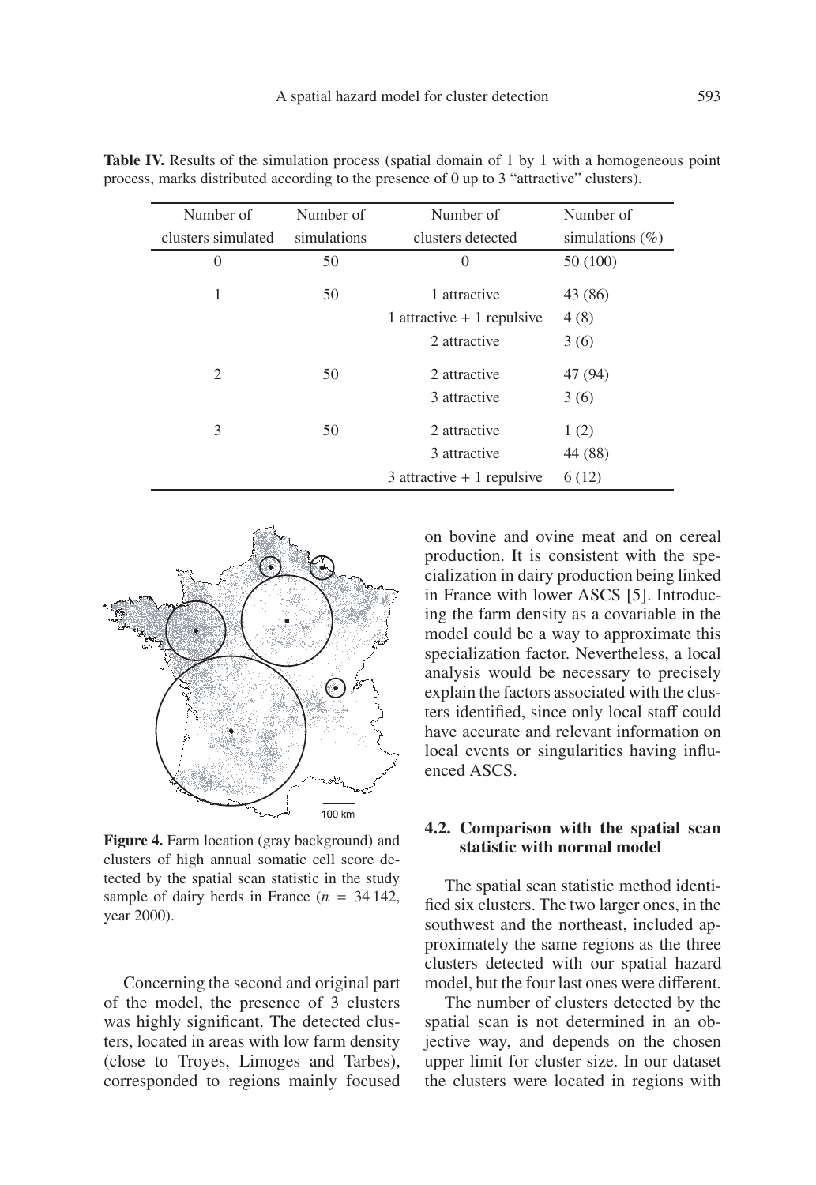**Table IV.** Results of the simulation process (spatial domain of 1 by 1 with a homogeneous point process, marks distributed according to the presence of 0 up to 3 "attractive" clusters).

| Number of clusters simulated | Number of simulations | Number of clusters detected | Number of simulations (%) |
|---|---|---|---|
| 0 | 50 | 0 | 50 (100) |
| 1 | 50 | 1 attractive | 43 (86) |
| | | 1 attractive + 1 repulsive | 4 (8) |
| | | 2 attractive | 3 (6) |
| 2 | 50 | 2 attractive | 47 (94) |
| | | 3 attractive | 3 (6) |
| 3 | 50 | 2 attractive | 1 (2) |
| | | 3 attractive | 44 (88) |
| | | 3 attractive + 1 repulsive | 6 (12) |

**Figure 4.** Farm location (gray background) and clusters of high annual somatic cell score detected by the spatial scan statistic in the study sample of dairy herds in France ($n$ = 34 142, year 2000).

Concerning the second and original part of the model, the presence of 3 clusters was highly significant. The detected clusters, located in areas with low farm density (close to Troyes, Limoges and Tarbes), corresponded to regions mainly focused on bovine and ovine meat and on cereal production. It is consistent with the specialization in dairy production being linked in France with lower ASCS [5]. Introducing the farm density as a covariable in the model could be a way to approximate this specialization factor. Nevertheless, a local analysis would be necessary to precisely explain the factors associated with the clusters identified, since only local staff could have accurate and relevant information on local events or singularities having influenced ASCS.

### 4.2. Comparison with the spatial scan statistic with normal model

The spatial scan statistic method identified six clusters. The two larger ones, in the southwest and the northeast, included approximately the same regions as the three clusters detected with our spatial hazard model, but the four last ones were different.

The number of clusters detected by the spatial scan is not determined in an objective way, and depends on the chosen upper limit for cluster size. In our dataset the clusters were located in regions with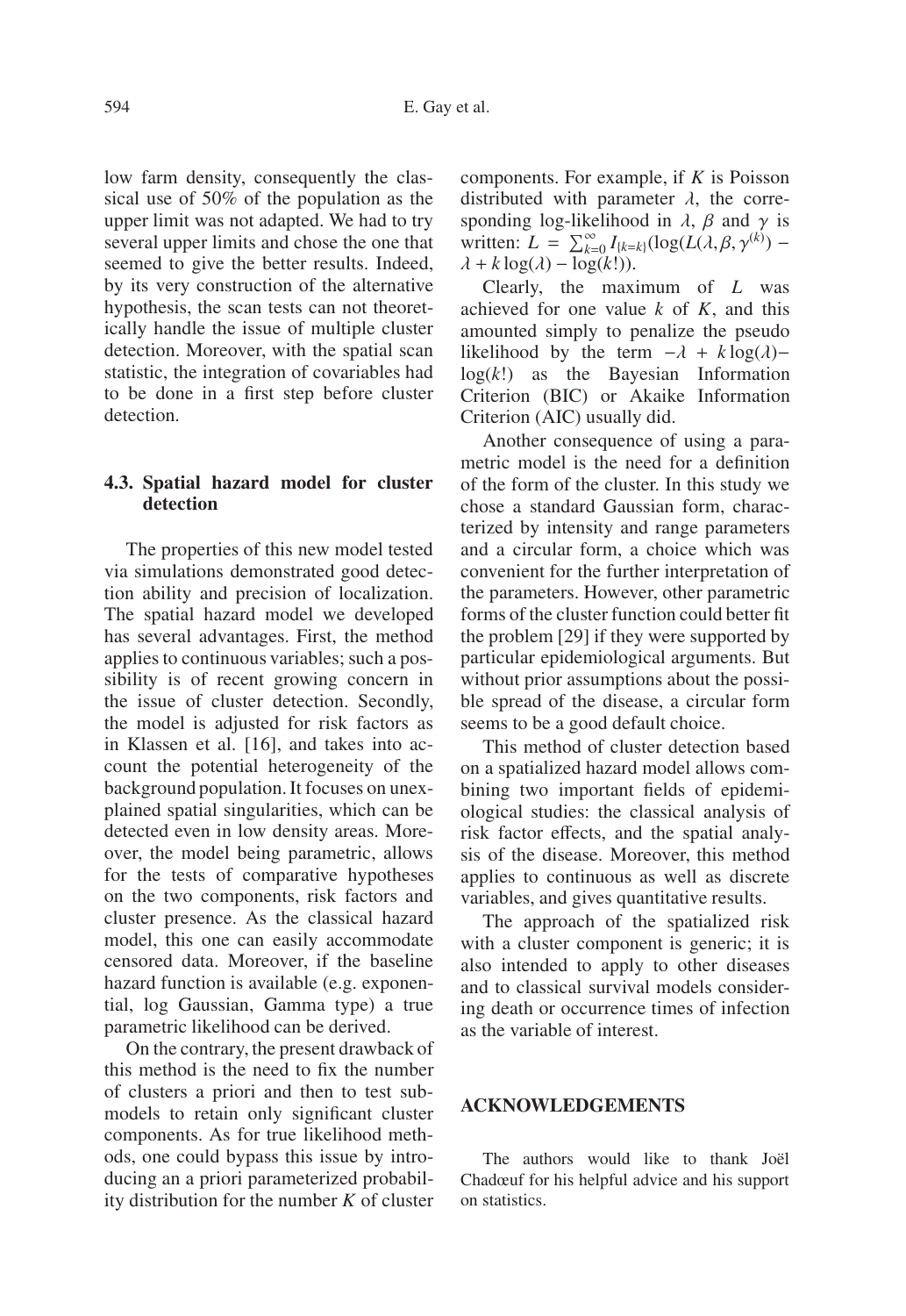low farm density, consequently the classical use of 50% of the population as the upper limit was not adapted. We had to try several upper limits and chose the one that seemed to give the better results. Indeed, by its very construction of the alternative hypothesis, the scan tests can not theoretically handle the issue of multiple cluster detection. Moreover, with the spatial scan statistic, the integration of covariables had to be done in a first step before cluster detection.

### 4.3. Spatial hazard model for cluster detection

The properties of this new model tested via simulations demonstrated good detection ability and precision of localization. The spatial hazard model we developed has several advantages. First, the method applies to continuous variables; such a possibility is of recent growing concern in the issue of cluster detection. Secondly, the model is adjusted for risk factors as in Klassen et al. [16], and takes into account the potential heterogeneity of the background population. It focuses on unexplained spatial singularities, which can be detected even in low density areas. Moreover, the model being parametric, allows for the tests of comparative hypotheses on the two components, risk factors and cluster presence. As the classical hazard model, this one can easily accommodate censored data. Moreover, if the baseline hazard function is available (e.g. exponential, log Gaussian, Gamma type) a true parametric likelihood can be derived.

On the contrary, the present drawback of this method is the need to fix the number of clusters a priori and then to test sub-models to retain only significant cluster components. As for true likelihood methods, one could bypass this issue by introducing an a priori parameterized probability distribution for the number $K$ of cluster components. For example, if $K$ is Poisson distributed with parameter $\lambda$, the corresponding log-likelihood in $\lambda$, $\beta$ and $\gamma$ is written: $L = \sum_{k=0}^{\infty} I_{\{k=k\}}(\log(L(\lambda, \beta, \gamma^{(k)}) - \lambda + k\log(\lambda) - \log(k!))$.

Clearly, the maximum of $L$ was achieved for one value $k$ of $K$, and this amounted simply to penalize the pseudo likelihood by the term $-\lambda + k\log(\lambda) - \log(k!)$ as the Bayesian Information Criterion (BIC) or Akaike Information Criterion (AIC) usually did.

Another consequence of using a parametric model is the need for a definition of the form of the cluster. In this study we chose a standard Gaussian form, characterized by intensity and range parameters and a circular form, a choice which was convenient for the further interpretation of the parameters. However, other parametric forms of the cluster function could better fit the problem [29] if they were supported by particular epidemiological arguments. But without prior assumptions about the possible spread of the disease, a circular form seems to be a good default choice.

This method of cluster detection based on a spatialized hazard model allows combining two important fields of epidemiological studies: the classical analysis of risk factor effects, and the spatial analysis of the disease. Moreover, this method applies to continuous as well as discrete variables, and gives quantitative results.

The approach of the spatialized risk with a cluster component is generic; it is also intended to apply to other diseases and to classical survival models considering death or occurrence times of infection as the variable of interest.

## ACKNOWLEDGEMENTS

The authors would like to thank Joël Chadœuf for his helpful advice and his support on statistics.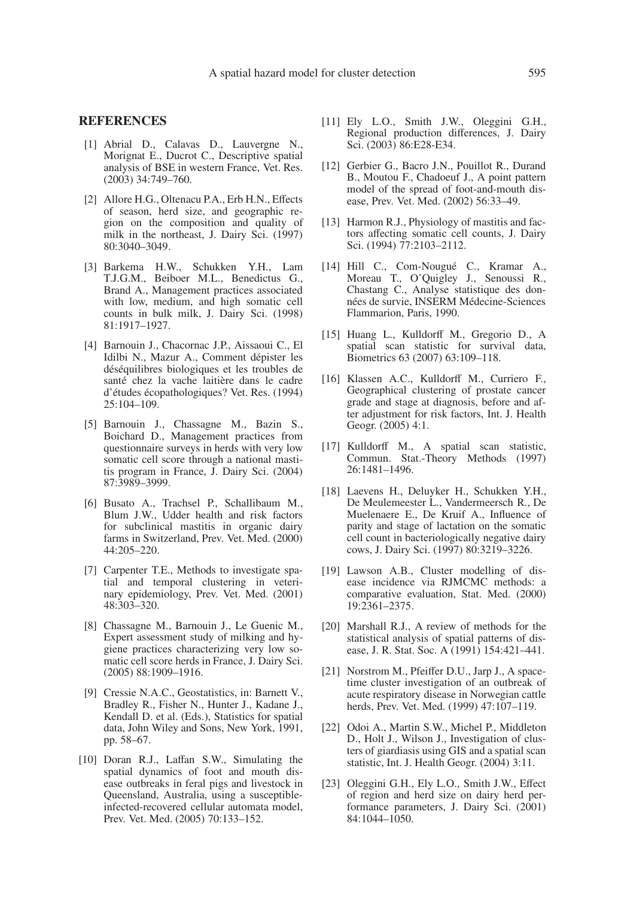## REFERENCES

[1] Abrial D., Calavas D., Lauvergne N., Morignat E., Ducrot C., Descriptive spatial analysis of BSE in western France, Vet. Res. (2003) 34:749–760.

[2] Allore H.G., Oltenacu P.A., Erb H.N., Effects of season, herd size, and geographic region on the composition and quality of milk in the northeast, J. Dairy Sci. (1997) 80:3040–3049.

[3] Barkema H.W., Schukken Y.H., Lam T.J.G.M., Beiboer M.L., Benedictus G., Brand A., Management practices associated with low, medium, and high somatic cell counts in bulk milk, J. Dairy Sci. (1998) 81:1917–1927.

[4] Barnouin J., Chacornac J.P., Aissaoui C., El Idilbi N., Mazur A., Comment dépister les déséquilibres biologiques et les troubles de santé chez la vache laitière dans le cadre d'études écopathologiques? Vet. Res. (1994) 25:104–109.

[5] Barnouin J., Chassagne M., Bazin S., Boichard D., Management practices from questionnaire surveys in herds with very low somatic cell score through a national mastitis program in France, J. Dairy Sci. (2004) 87:3989–3999.

[6] Busato A., Trachsel P., Schallibaum M., Blum J.W., Udder health and risk factors for subclinical mastitis in organic dairy farms in Switzerland, Prev. Vet. Med. (2000) 44:205–220.

[7] Carpenter T.E., Methods to investigate spatial and temporal clustering in veterinary epidemiology, Prev. Vet. Med. (2001) 48:303–320.

[8] Chassagne M., Barnouin J., Le Guenic M., Expert assessment study of milking and hygiene practices characterizing very low somatic cell score herds in France, J. Dairy Sci. (2005) 88:1909–1916.

[9] Cressie N.A.C., Geostatistics, in: Barnett V., Bradley R., Fisher N., Hunter J., Kadane J., Kendall D. et al. (Eds.), Statistics for spatial data, John Wiley and Sons, New York, 1991, pp. 58–67.

[10] Doran R.J., Laffan S.W., Simulating the spatial dynamics of foot and mouth disease outbreaks in feral pigs and livestock in Queensland, Australia, using a susceptible-infected-recovered cellular automata model, Prev. Vet. Med. (2005) 70:133–152.

[11] Ely L.O., Smith J.W., Oleggini G.H., Regional production differences, J. Dairy Sci. (2003) 86:E28-E34.

[12] Gerbier G., Bacro J.N., Pouillot R., Durand B., Moutou F., Chadoeuf J., A point pattern model of the spread of foot-and-mouth disease, Prev. Vet. Med. (2002) 56:33–49.

[13] Harmon R.J., Physiology of mastitis and factors affecting somatic cell counts, J. Dairy Sci. (1994) 77:2103–2112.

[14] Hill C., Com-Nougué C., Kramar A., Moreau T., O'Quigley J., Senoussi R., Chastang C., Analyse statistique des données de survie, INSERM Médecine-Sciences Flammarion, Paris, 1990.

[15] Huang L., Kulldorff M., Gregorio D., A spatial scan statistic for survival data, Biometrics 63 (2007) 63:109–118.

[16] Klassen A.C., Kulldorff M., Curriero F., Geographical clustering of prostate cancer grade and stage at diagnosis, before and after adjustment for risk factors, Int. J. Health Geogr. (2005) 4:1.

[17] Kulldorff M., A spatial scan statistic, Commun. Stat.-Theory Methods (1997) 26:1481–1496.

[18] Laevens H., Deluyker H., Schukken Y.H., De Meulemeester L., Vandermeersch R., De Muelenaere E., De Kruif A., Influence of parity and stage of lactation on the somatic cell count in bacteriologically negative dairy cows, J. Dairy Sci. (1997) 80:3219–3226.

[19] Lawson A.B., Cluster modelling of disease incidence via RJMCMC methods: a comparative evaluation, Stat. Med. (2000) 19:2361–2375.

[20] Marshall R.J., A review of methods for the statistical analysis of spatial patterns of disease, J. R. Stat. Soc. A (1991) 154:421–441.

[21] Norstrom M., Pfeiffer D.U., Jarp J., A space-time cluster investigation of an outbreak of acute respiratory disease in Norwegian cattle herds, Prev. Vet. Med. (1999) 47:107–119.

[22] Odoi A., Martin S.W., Michel P., Middleton D., Holt J., Wilson J., Investigation of clusters of giardiasis using GIS and a spatial scan statistic, Int. J. Health Geogr. (2004) 3:11.

[23] Oleggini G.H., Ely L.O., Smith J.W., Effect of region and herd size on dairy herd performance parameters, J. Dairy Sci. (2001) 84:1044–1050.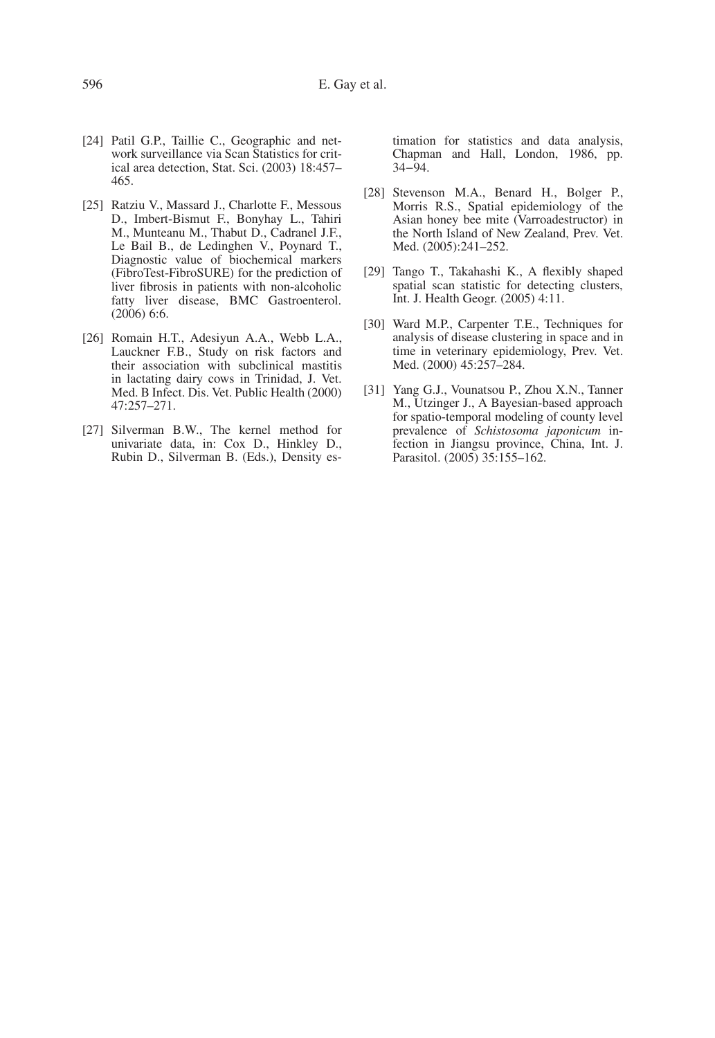[24] Patil G.P., Taillie C., Geographic and network surveillance via Scan Statistics for critical area detection, Stat. Sci. (2003) 18:457–465.

[25] Ratziu V., Massard J., Charlotte F., Messous D., Imbert-Bismut F., Bonyhay L., Tahiri M., Munteanu M., Thabut D., Cadranel J.F., Le Bail B., de Ledinghen V., Poynard T., Diagnostic value of biochemical markers (FibroTest-FibroSURE) for the prediction of liver fibrosis in patients with non-alcoholic fatty liver disease, BMC Gastroenterol. (2006) 6:6.

[26] Romain H.T., Adesiyun A.A., Webb L.A., Lauckner F.B., Study on risk factors and their association with subclinical mastitis in lactating dairy cows in Trinidad, J. Vet. Med. B Infect. Dis. Vet. Public Health (2000) 47:257–271.

[27] Silverman B.W., The kernel method for univariate data, in: Cox D., Hinkley D., Rubin D., Silverman B. (Eds.), Density estimation for statistics and data analysis, Chapman and Hall, London, 1986, pp. 34–94.

[28] Stevenson M.A., Benard H., Bolger P., Morris R.S., Spatial epidemiology of the Asian honey bee mite (Varroadestructor) in the North Island of New Zealand, Prev. Vet. Med. (2005):241–252.

[29] Tango T., Takahashi K., A flexibly shaped spatial scan statistic for detecting clusters, Int. J. Health Geogr. (2005) 4:11.

[30] Ward M.P., Carpenter T.E., Techniques for analysis of disease clustering in space and in time in veterinary epidemiology, Prev. Vet. Med. (2000) 45:257–284.

[31] Yang G.J., Vounatsou P., Zhou X.N., Tanner M., Utzinger J., A Bayesian-based approach for spatio-temporal modeling of county level prevalence of *Schistosoma japonicum* infection in Jiangsu province, China, Int. J. Parasitol. (2005) 35:155–162.